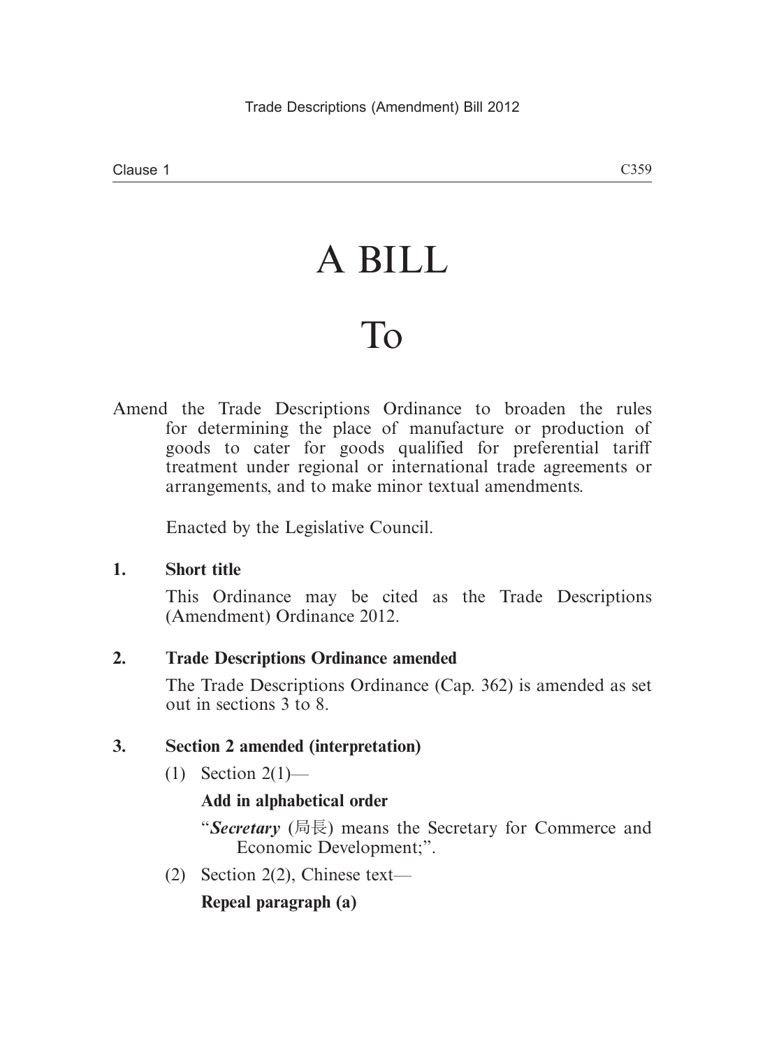# A BILL

# To

Amend the Trade Descriptions Ordinance to broaden the rules for determining the place of manufacture or production of goods to cater for goods qualified for preferential tariff treatment under regional or international trade agreements or arrangements, and to make minor textual amendments.

Enacted by the Legislative Council.

**1. Short title**

This Ordinance may be cited as the Trade Descriptions (Amendment) Ordinance 2012.

**2. Trade Descriptions Ordinance amended**

The Trade Descriptions Ordinance (Cap. 362) is amended as set out in sections 3 to 8.

**3. Section 2 amended (interpretation)**

(1) Section 2(1)—

**Add in alphabetical order**

"***Secretary*** (局長) means the Secretary for Commerce and Economic Development;".

(2) Section 2(2), Chinese text—

**Repeal paragraph (a)**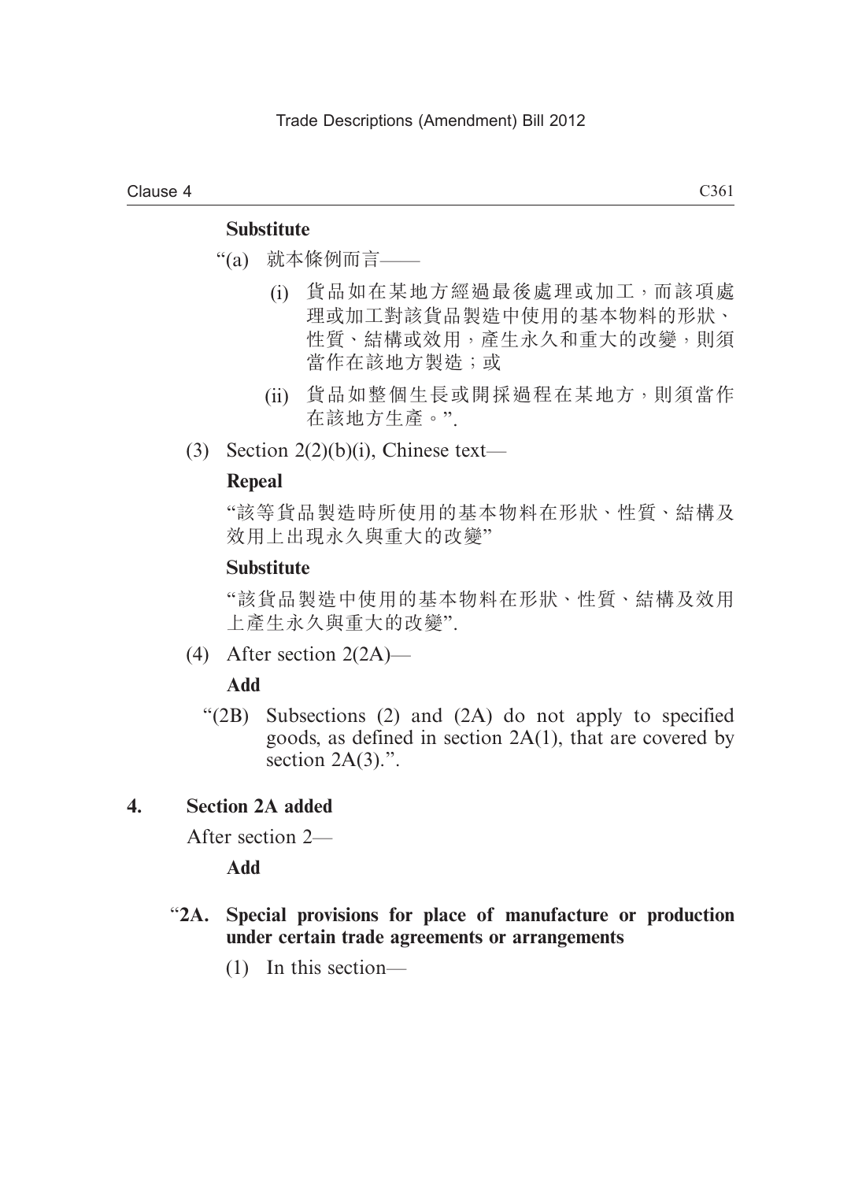**Substitute**

"(a) 就本條例而言——

(i) 貨品如在某地方經過最後處理或加工，而該項處理或加工對該貨品製造中使用的基本物料的形狀、性質、結構或效用，產生永久和重大的改變，則須當作在該地方製造；或

(ii) 貨品如整個生長或開採過程在某地方，則須當作在該地方生產。".

(3) Section 2(2)(b)(i), Chinese text—

**Repeal**

"該等貨品製造時所使用的基本物料在形狀、性質、結構及效用上出現永久與重大的改變"

**Substitute**

"該貨品製造中使用的基本物料在形狀、性質、結構及效用上產生永久與重大的改變".

(4) After section 2(2A)—

**Add**

"(2B) Subsections (2) and (2A) do not apply to specified goods, as defined in section 2A(1), that are covered by section 2A(3).".

**4. Section 2A added**

After section 2—

**Add**

"**2A. Special provisions for place of manufacture or production under certain trade agreements or arrangements**

(1) In this section—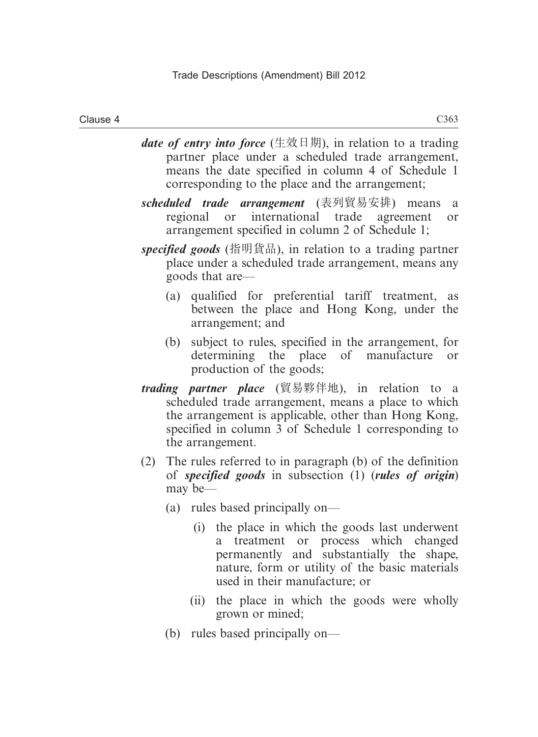***date of entry into force*** (生效日期), in relation to a trading partner place under a scheduled trade arrangement, means the date specified in column 4 of Schedule 1 corresponding to the place and the arrangement;

***scheduled trade arrangement*** (表列貿易安排) means a regional or international trade agreement or arrangement specified in column 2 of Schedule 1;

***specified goods*** (指明貨品), in relation to a trading partner place under a scheduled trade arrangement, means any goods that are—

- (a) qualified for preferential tariff treatment, as between the place and Hong Kong, under the arrangement; and
- (b) subject to rules, specified in the arrangement, for determining the place of manufacture or production of the goods;

***trading partner place*** (貿易夥伴地), in relation to a scheduled trade arrangement, means a place to which the arrangement is applicable, other than Hong Kong, specified in column 3 of Schedule 1 corresponding to the arrangement.

(2) The rules referred to in paragraph (b) of the definition of ***specified goods*** in subsection (1) (***rules of origin***) may be—

- (a) rules based principally on—
  - (i) the place in which the goods last underwent a treatment or process which changed permanently and substantially the shape, nature, form or utility of the basic materials used in their manufacture; or
  - (ii) the place in which the goods were wholly grown or mined;
- (b) rules based principally on—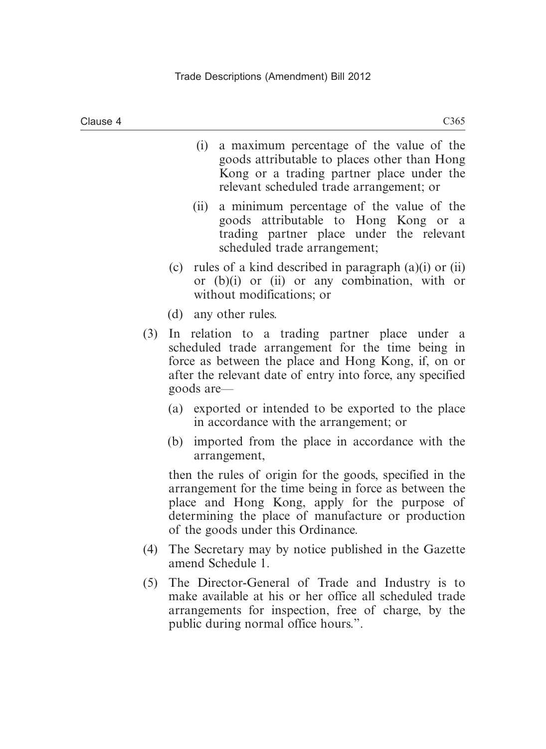(i) a maximum percentage of the value of the goods attributable to places other than Hong Kong or a trading partner place under the relevant scheduled trade arrangement; or

(ii) a minimum percentage of the value of the goods attributable to Hong Kong or a trading partner place under the relevant scheduled trade arrangement;

(c) rules of a kind described in paragraph (a)(i) or (ii) or (b)(i) or (ii) or any combination, with or without modifications; or

(d) any other rules.

(3) In relation to a trading partner place under a scheduled trade arrangement for the time being in force as between the place and Hong Kong, if, on or after the relevant date of entry into force, any specified goods are—

(a) exported or intended to be exported to the place in accordance with the arrangement; or

(b) imported from the place in accordance with the arrangement,

then the rules of origin for the goods, specified in the arrangement for the time being in force as between the place and Hong Kong, apply for the purpose of determining the place of manufacture or production of the goods under this Ordinance.

(4) The Secretary may by notice published in the Gazette amend Schedule 1.

(5) The Director-General of Trade and Industry is to make available at his or her office all scheduled trade arrangements for inspection, free of charge, by the public during normal office hours.".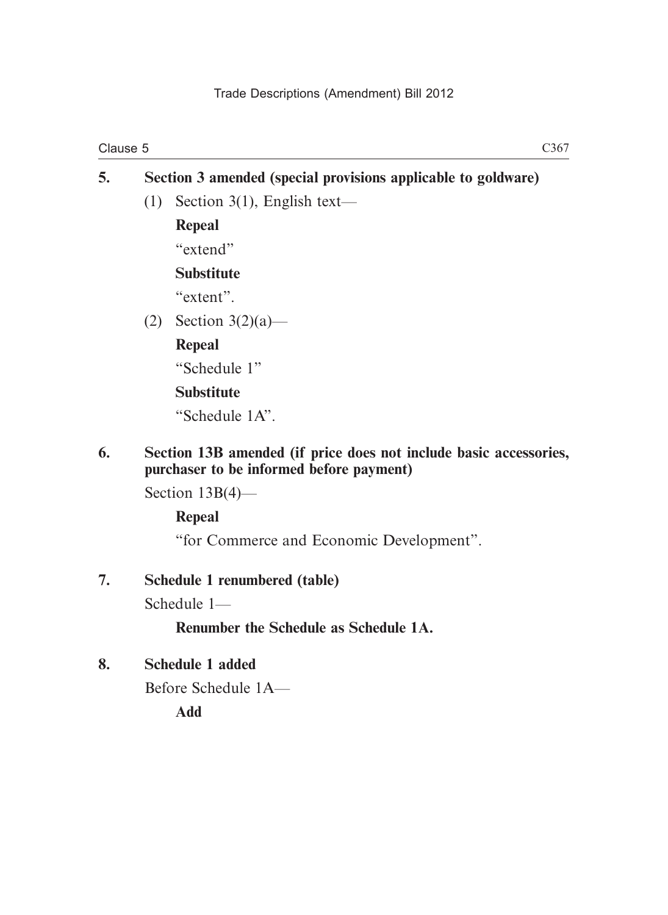**5. Section 3 amended (special provisions applicable to goldware)**

(1) Section 3(1), English text—

**Repeal**

"extend"

**Substitute**

"extent".

(2) Section 3(2)(a)—

**Repeal**

"Schedule 1"

**Substitute**

"Schedule 1A".

**6. Section 13B amended (if price does not include basic accessories, purchaser to be informed before payment)**

Section 13B(4)—

**Repeal**

"for Commerce and Economic Development".

**7. Schedule 1 renumbered (table)**

Schedule 1—

**Renumber the Schedule as Schedule 1A.**

**8. Schedule 1 added**

Before Schedule 1A—

**Add**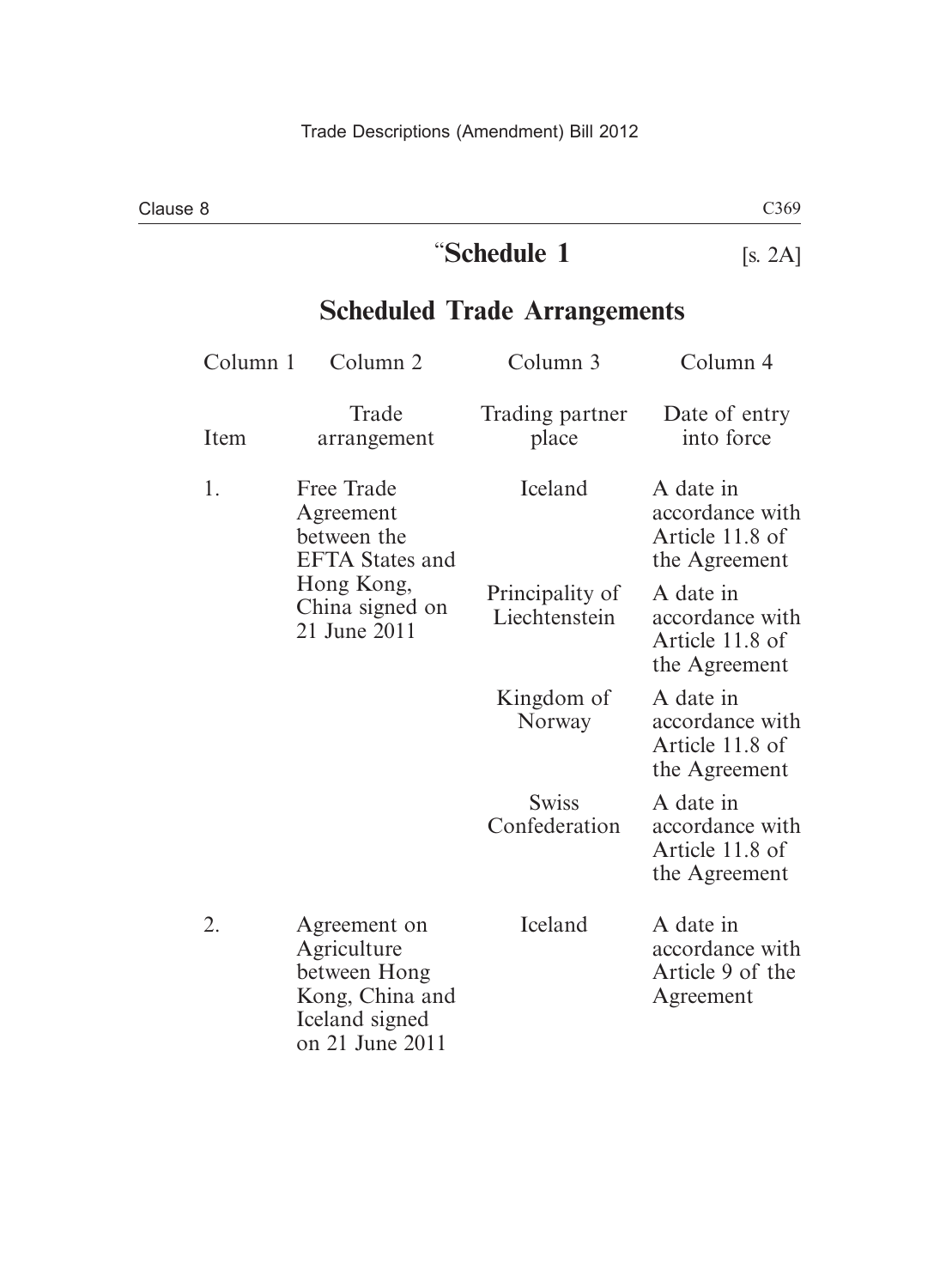## “Schedule 1 [s. 2A]

## Scheduled Trade Arrangements

| Column 1 | Column 2 | Column 3 | Column 4 |
|---|---|---|---|
| Item | Trade arrangement | Trading partner place | Date of entry into force |
| 1. | Free Trade Agreement between the EFTA States and Hong Kong, China signed on 21 June 2011 | Iceland | A date in accordance with Article 11.8 of the Agreement |
| | | Principality of Liechtenstein | A date in accordance with Article 11.8 of the Agreement |
| | | Kingdom of Norway | A date in accordance with Article 11.8 of the Agreement |
| | | Swiss Confederation | A date in accordance with Article 11.8 of the Agreement |
| 2. | Agreement on Agriculture between Hong Kong, China and Iceland signed on 21 June 2011 | Iceland | A date in accordance with Article 9 of the Agreement |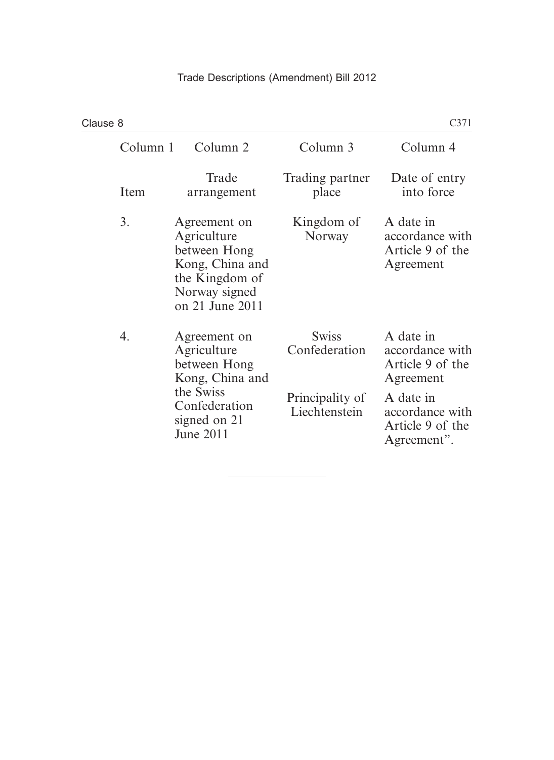| Column 1 | Column 2 | Column 3 | Column 4 |
|---|---|---|---|
| Item | Trade arrangement | Trading partner place | Date of entry into force |
| 3. | Agreement on Agriculture between Hong Kong, China and the Kingdom of Norway signed on 21 June 2011 | Kingdom of Norway | A date in accordance with Article 9 of the Agreement |
| 4. | Agreement on Agriculture between Hong Kong, China and the Swiss Confederation signed on 21 June 2011 | Swiss Confederation | A date in accordance with Article 9 of the Agreement |
| | | Principality of Liechtenstein | A date in accordance with Article 9 of the Agreement". |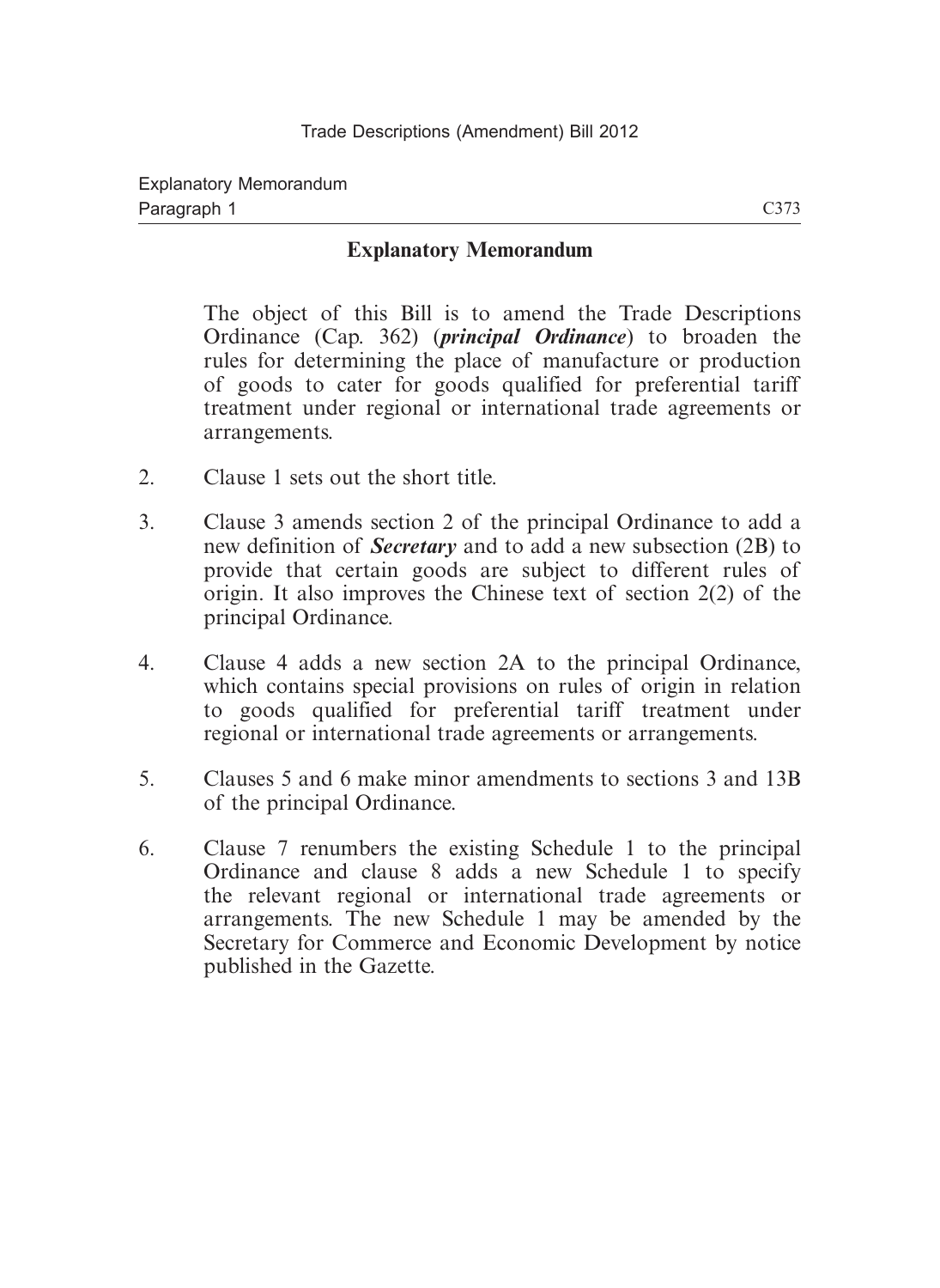## Explanatory Memorandum

The object of this Bill is to amend the Trade Descriptions Ordinance (Cap. 362) (***principal Ordinance***) to broaden the rules for determining the place of manufacture or production of goods to cater for goods qualified for preferential tariff treatment under regional or international trade agreements or arrangements.

2. Clause 1 sets out the short title.

3. Clause 3 amends section 2 of the principal Ordinance to add a new definition of ***Secretary*** and to add a new subsection (2B) to provide that certain goods are subject to different rules of origin. It also improves the Chinese text of section 2(2) of the principal Ordinance.

4. Clause 4 adds a new section 2A to the principal Ordinance, which contains special provisions on rules of origin in relation to goods qualified for preferential tariff treatment under regional or international trade agreements or arrangements.

5. Clauses 5 and 6 make minor amendments to sections 3 and 13B of the principal Ordinance.

6. Clause 7 renumbers the existing Schedule 1 to the principal Ordinance and clause 8 adds a new Schedule 1 to specify the relevant regional or international trade agreements or arrangements. The new Schedule 1 may be amended by the Secretary for Commerce and Economic Development by notice published in the Gazette.